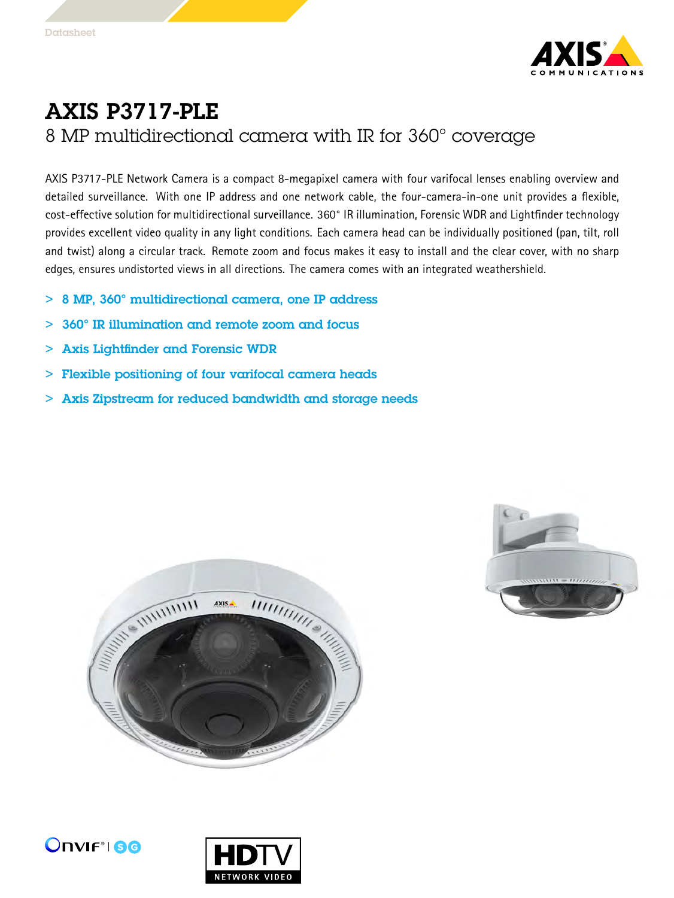Datasheet

# AXIS P3717-PLE

## 8 MP multidirectional camera with IR for 360° coverage

AXIS P3717-PLE Network Camera is a compact 8-megapixel camera with four varifocal lenses enabling overview and detailed surveillance. With one IP address and one network cable, the four-camera-in-one unit provides a flexible, cost-effective solution for multidirectional surveillance. 360° IR illumination, Forensic WDR and Lightfinder technology provides excellent video quality in any light conditions. Each camera head can be individually positioned (pan, tilt, roll and twist) along a circular track. Remote zoom and focus makes it easy to install and the clear cover, with no sharp edges, ensures undistorted views in all directions. The camera comes with an integrated weathershield.

- **8 MP, 360° multidirectional camera, one IP address**
- **360° IR illumination and remote zoom and focus**
- **Axis Lightfinder and Forensic WDR**
- **Flexible positioning of four varifocal camera heads**
- **Axis Zipstream for reduced bandwidth and storage needs**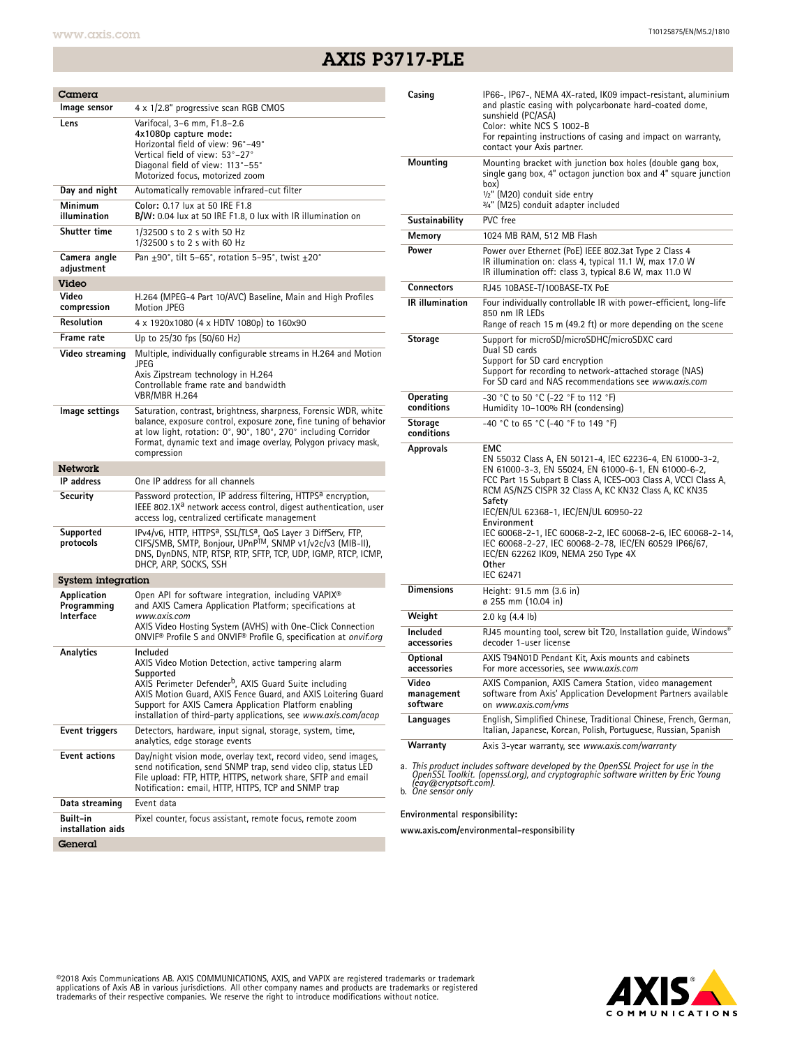# AXIS P3717-PLE

## Camera

| | |
|---|---|
| **Image sensor** | 4 x 1/2.8" progressive scan RGB CMOS |
| **Lens** | Varifocal, 3–6 mm, F1.8–2.6<br>**4x1080p capture mode:**<br>Horizontal field of view: 96°–49°<br>Vertical field of view: 53°–27°<br>Diagonal field of view: 113°–55°<br>Motorized focus, motorized zoom |
| **Day and night** | Automatically removable infrared-cut filter |
| **Minimum illumination** | **Color:** 0.17 lux at 50 IRE F1.8<br>**B/W:** 0.04 lux at 50 IRE F1.8, 0 lux with IR illumination on |
| **Shutter time** | 1/32500 s to 2 s with 50 Hz<br>1/32500 s to 2 s with 60 Hz |
| **Camera angle adjustment** | Pan ±90°, tilt 5–65°, rotation 5–95°, twist ±20° |

## Video

| | |
|---|---|
| **Video compression** | H.264 (MPEG-4 Part 10/AVC) Baseline, Main and High Profiles<br>Motion JPEG |
| **Resolution** | 4 x 1920x1080 (4 x HDTV 1080p) to 160x90 |
| **Frame rate** | Up to 25/30 fps (50/60 Hz) |
| **Video streaming** | Multiple, individually configurable streams in H.264 and Motion JPEG<br>Axis Zipstream technology in H.264<br>Controllable frame rate and bandwidth<br>VBR/MBR H.264 |
| **Image settings** | Saturation, contrast, brightness, sharpness, Forensic WDR, white balance, exposure control, exposure zone, fine tuning of behavior at low light, rotation: 0°, 90°, 180°, 270° including Corridor Format, dynamic text and image overlay, Polygon privacy mask, compression |

## Network

| | |
|---|---|
| **IP address** | One IP address for all channels |
| **Security** | Password protection, IP address filtering, HTTPS[a] encryption, IEEE 802.1X[a] network access control, digest authentication, user access log, centralized certificate management |
| **Supported protocols** | IPv4/v6, HTTP, HTTPS[a], SSL/TLS[a], QoS Layer 3 DiffServ, FTP, CIFS/SMB, SMTP, Bonjour, UPnP™, SNMP v1/v2c/v3 (MIB-II), DNS, DynDNS, NTP, RTSP, RTP, SFTP, TCP, UDP, IGMP, RTCP, ICMP, DHCP, ARP, SOCKS, SSH |

## System integration

| | |
|---|---|
| **Application Programming Interface** | Open API for software integration, including VAPIX® and AXIS Camera Application Platform; specifications at *www.axis.com*<br>AXIS Video Hosting System (AVHS) with One-Click Connection<br>ONVIF® Profile S and ONVIF® Profile G, specification at *onvif.org* |
| **Analytics** | **Included**<br>AXIS Video Motion Detection, active tampering alarm<br>**Supported**<br>AXIS Perimeter Defender[b], AXIS Guard Suite including AXIS Motion Guard, AXIS Fence Guard, and AXIS Loitering Guard<br>Support for AXIS Camera Application Platform enabling installation of third-party applications, see *www.axis.com/acap* |
| **Event triggers** | Detectors, hardware, input signal, storage, system, time, analytics, edge storage events |
| **Event actions** | Day/night vision mode, overlay text, record video, send images, send notification, send SNMP trap, send video clip, status LED<br>File upload: FTP, HTTP, HTTPS, network share, SFTP and email<br>Notification: email, HTTP, HTTPS, TCP and SNMP trap |
| **Data streaming** | Event data |
| **Built-in installation aids** | Pixel counter, focus assistant, remote focus, remote zoom |

## General

| | |
|---|---|
| **Casing** | IP66-, IP67-, NEMA 4X-rated, IK09 impact-resistant, aluminium and plastic casing with polycarbonate hard-coated dome, sunshield (PC/ASA)<br>Color: white NCS S 1002-B<br>For repainting instructions of casing and impact on warranty, contact your Axis partner. |
| **Mounting** | Mounting bracket with junction box holes (double gang box, single gang box, 4" octagon junction box and 4" square junction box)<br>½" (M20) conduit side entry<br>¾" (M25) conduit adapter included |
| **Sustainability** | PVC free |
| **Memory** | 1024 MB RAM, 512 MB Flash |
| **Power** | Power over Ethernet (PoE) IEEE 802.3at Type 2 Class 4<br>IR illumination on: class 4, typical 11.1 W, max 17.0 W<br>IR illumination off: class 3, typical 8.6 W, max 11.0 W |
| **Connectors** | RJ45 10BASE-T/100BASE-TX PoE |
| **IR illumination** | Four individually controllable IR with power-efficient, long-life 850 nm IR LEDs<br>Range of reach 15 m (49.2 ft) or more depending on the scene |
| **Storage** | Support for microSD/microSDHC/microSDXC card<br>Dual SD cards<br>Support for SD card encryption<br>Support for recording to network-attached storage (NAS)<br>For SD card and NAS recommendations see *www.axis.com* |
| **Operating conditions** | -30 °C to 50 °C (-22 °F to 112 °F)<br>Humidity 10–100% RH (condensing) |
| **Storage conditions** | -40 °C to 65 °C (-40 °F to 149 °F) |
| **Approvals** | **EMC**<br>EN 55032 Class A, EN 50121-4, IEC 62236-4, EN 61000-3-2, EN 61000-3-3, EN 55024, EN 61000-6-1, EN 61000-6-2, FCC Part 15 Subpart B Class A, ICES-003 Class A, VCCI Class A, RCM AS/NZS CISPR 32 Class A, KC KN32 Class A, KC KN35<br>**Safety**<br>IEC/EN/UL 62368-1, IEC/EN/UL 60950-22<br>**Environment**<br>IEC 60068-2-1, IEC 60068-2-2, IEC 60068-2-6, IEC 60068-2-14, IEC 60068-2-27, IEC 60068-2-78, IEC/EN 60529 IP66/67, IEC/EN 62262 IK09, NEMA 250 Type 4X<br>**Other**<br>IEC 62471 |
| **Dimensions** | Height: 91.5 mm (3.6 in)<br>ø 255 mm (10.04 in) |
| **Weight** | 2.0 kg (4.4 lb) |
| **Included accessories** | RJ45 mounting tool, screw bit T20, Installation guide, Windows® decoder 1-user license |
| **Optional accessories** | AXIS T94N01D Pendant Kit, Axis mounts and cabinets<br>For more accessories, see *www.axis.com* |
| **Video management software** | AXIS Companion, AXIS Camera Station, video management software from Axis' Application Development Partners available on *www.axis.com/vms* |
| **Languages** | English, Simplified Chinese, Traditional Chinese, French, German, Italian, Japanese, Korean, Polish, Portuguese, Russian, Spanish |
| **Warranty** | Axis 3-year warranty, see *www.axis.com/warranty* |

a. *This product includes software developed by the OpenSSL Project for use in the OpenSSL Toolkit. (openssl.org), and cryptographic software written by Eric Young (eay@cryptsoft.com).*
b. *One sensor only*

**Environmental responsibility:**

**www.axis.com/environmental-responsibility**

©2018 Axis Communications AB. AXIS COMMUNICATIONS, AXIS, and VAPIX are registered trademarks or trademark applications of Axis AB in various jurisdictions. All other company names and products are trademarks or registered trademarks of their respective companies. We reserve the right to introduce modifications without notice.